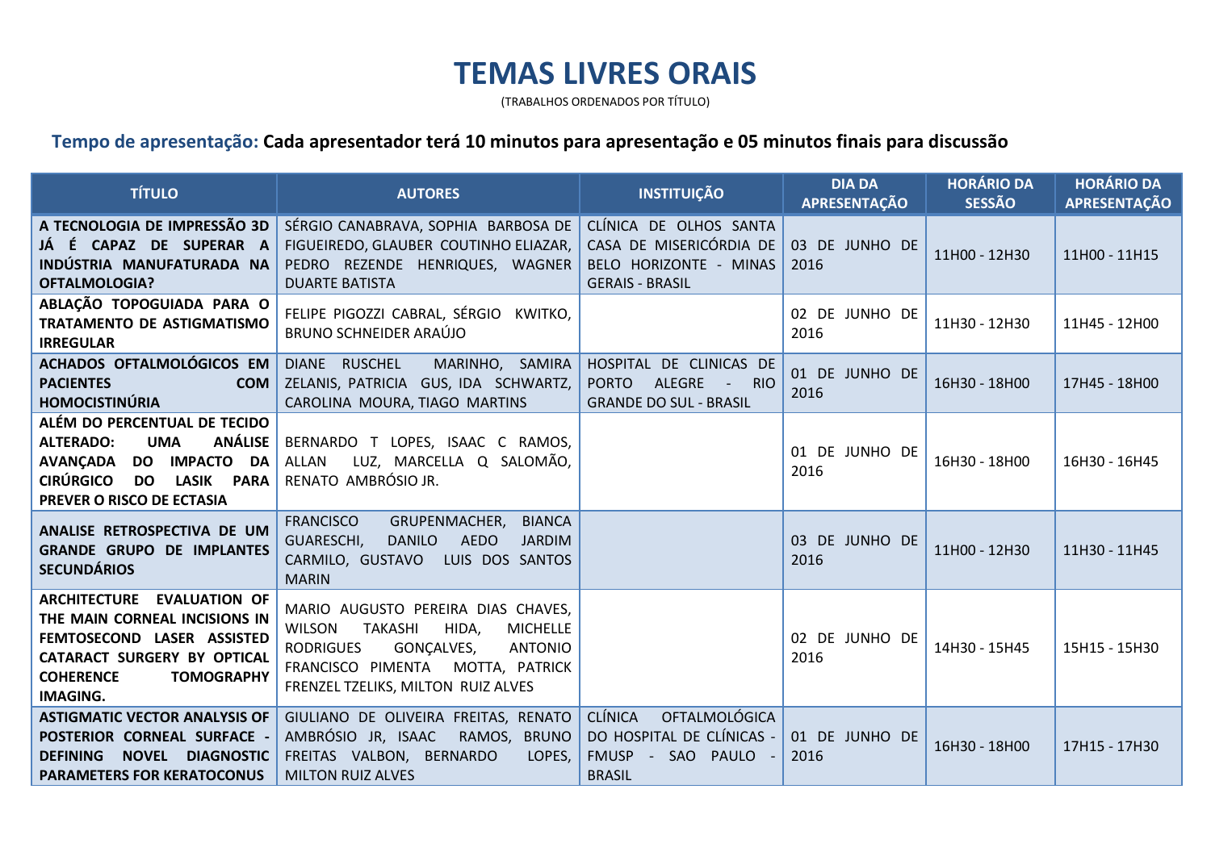# TEMAS LIVRES ORAIS

(TRABALHOS ORDENADOS POR TÍTULO)

**Tempo de apresentação: Cada apresentador terá 10 minutos para apresentação e 05 minutos finais para discussão**

| TÍTULO | AUTORES | INSTITUIÇÃO | DIA DA APRESENTAÇÃO | HORÁRIO DA SESSÃO | HORÁRIO DA APRESENTAÇÃO |
|---|---|---|---|---|---|
| **A TECNOLOGIA DE IMPRESSÃO 3D JÁ É CAPAZ DE SUPERAR A INDÚSTRIA MANUFATURADA NA OFTALMOLOGIA?** | SÉRGIO CANABRAVA, SOPHIA BARBOSA DE FIGUEIREDO, GLAUBER COUTINHO ELIAZAR, PEDRO REZENDE HENRIQUES, WAGNER DUARTE BATISTA | CLÍNICA DE OLHOS SANTA CASA DE MISERICÓRDIA DE BELO HORIZONTE - MINAS GERAIS - BRASIL | 03 DE JUNHO DE 2016 | 11H00 - 12H30 | 11H00 - 11H15 |
| **ABLAÇÃO TOPOGUIADA PARA O TRATAMENTO DE ASTIGMATISMO IRREGULAR** | FELIPE PIGOZZI CABRAL, SÉRGIO KWITKO, BRUNO SCHNEIDER ARAÚJO | | 02 DE JUNHO DE 2016 | 11H30 - 12H30 | 11H45 - 12H00 |
| **ACHADOS OFTALMOLÓGICOS EM PACIENTES COM HOMOCISTINÚRIA** | DIANE RUSCHEL MARINHO, SAMIRA ZELANIS, PATRICIA GUS, IDA SCHWARTZ, CAROLINA MOURA, TIAGO MARTINS | HOSPITAL DE CLINICAS DE PORTO ALEGRE - RIO GRANDE DO SUL - BRASIL | 01 DE JUNHO DE 2016 | 16H30 - 18H00 | 17H45 - 18H00 |
| **ALÉM DO PERCENTUAL DE TECIDO ALTERADO: UMA ANÁLISE AVANÇADA DO IMPACTO DA CIRÚRGICO DO LASIK PARA PREVER O RISCO DE ECTASIA** | BERNARDO T LOPES, ISAAC C RAMOS, ALLAN LUZ, MARCELLA Q SALOMÃO, RENATO AMBRÓSIO JR. | | 01 DE JUNHO DE 2016 | 16H30 - 18H00 | 16H30 - 16H45 |
| **ANALISE RETROSPECTIVA DE UM GRANDE GRUPO DE IMPLANTES SECUNDÁRIOS** | FRANCISCO GRUPENMACHER, BIANCA GUARESCHI, DANILO AEDO JARDIM CARMILO, GUSTAVO LUIS DOS SANTOS MARIN | | 03 DE JUNHO DE 2016 | 11H00 - 12H30 | 11H30 - 11H45 |
| **ARCHITECTURE EVALUATION OF THE MAIN CORNEAL INCISIONS IN FEMTOSECOND LASER ASSISTED CATARACT SURGERY BY OPTICAL COHERENCE TOMOGRAPHY IMAGING.** | MARIO AUGUSTO PEREIRA DIAS CHAVES, WILSON TAKASHI HIDA, MICHELLE RODRIGUES GONÇALVES, ANTONIO FRANCISCO PIMENTA MOTTA, PATRICK FRENZEL TZELIKS, MILTON RUIZ ALVES | | 02 DE JUNHO DE 2016 | 14H30 - 15H45 | 15H15 - 15H30 |
| **ASTIGMATIC VECTOR ANALYSIS OF POSTERIOR CORNEAL SURFACE - DEFINING NOVEL DIAGNOSTIC PARAMETERS FOR KERATOCONUS** | GIULIANO DE OLIVEIRA FREITAS, RENATO AMBRÓSIO JR, ISAAC RAMOS, BRUNO FREITAS VALBON, BERNARDO LOPES, MILTON RUIZ ALVES | CLÍNICA OFTALMOLÓGICA DO HOSPITAL DE CLÍNICAS - FMUSP - SAO PAULO - BRASIL | 01 DE JUNHO DE 2016 | 16H30 - 18H00 | 17H15 - 17H30 |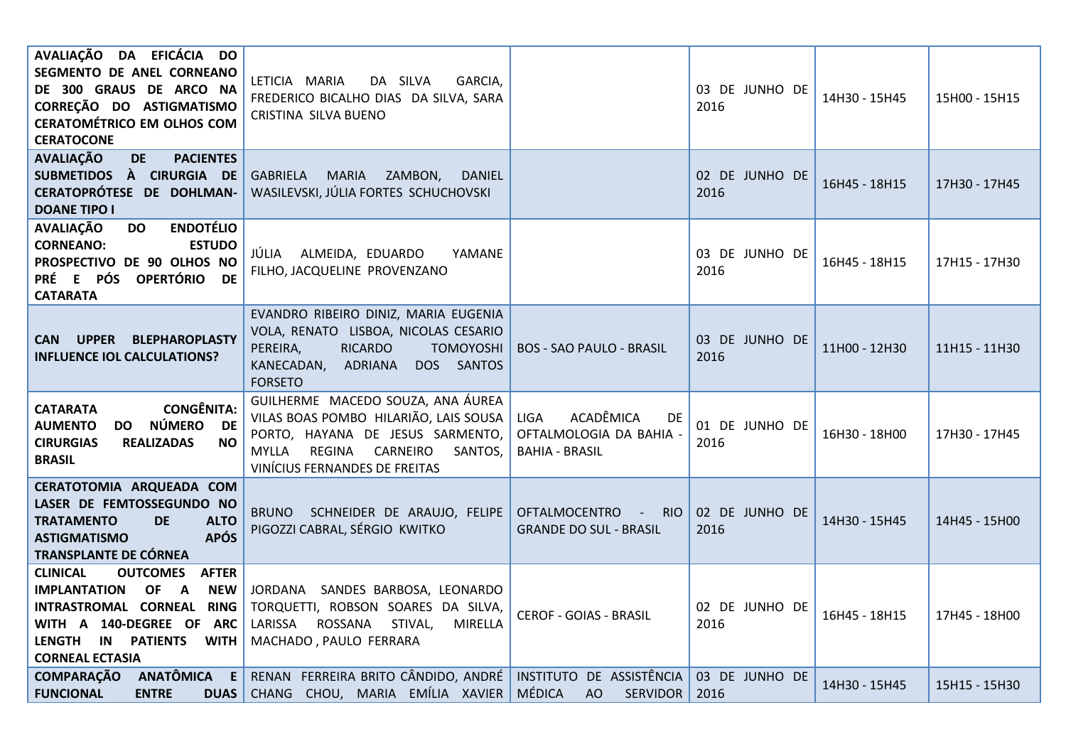| | | | | | |
|---|---|---|---|---|---|
| **AVALIAÇÃO DA EFICÁCIA DO SEGMENTO DE ANEL CORNEANO DE 300 GRAUS DE ARCO NA CORREÇÃO DO ASTIGMATISMO CERATOMÉTRICO EM OLHOS COM CERATOCONE** | LETICIA MARIA DA SILVA GARCIA, FREDERICO BICALHO DIAS DA SILVA, SARA CRISTINA SILVA BUENO | | 03 DE JUNHO DE 2016 | 14H30 - 15H45 | 15H00 - 15H15 |
| **AVALIAÇÃO DE PACIENTES SUBMETIDOS À CIRURGIA DE CERATOPRÓTESE DE DOHLMAN-DOANE TIPO I** | GABRIELA MARIA ZAMBON, DANIEL WASILEVSKI, JÚLIA FORTES SCHUCHOVSKI | | 02 DE JUNHO DE 2016 | 16H45 - 18H15 | 17H30 - 17H45 |
| **AVALIAÇÃO DO ENDOTÉLIO CORNEANO: ESTUDO PROSPECTIVO DE 90 OLHOS NO PRÉ E PÓS OPERTÓRIO DE CATARATA** | JÚLIA ALMEIDA, EDUARDO YAMANE FILHO, JACQUELINE PROVENZANO | | 03 DE JUNHO DE 2016 | 16H45 - 18H15 | 17H15 - 17H30 |
| **CAN UPPER BLEPHAROPLASTY INFLUENCE IOL CALCULATIONS?** | EVANDRO RIBEIRO DINIZ, MARIA EUGENIA VOLA, RENATO LISBOA, NICOLAS CESARIO PEREIRA, RICARDO TOMOYOSHI KANECADAN, ADRIANA DOS SANTOS FORSETO | BOS - SAO PAULO - BRASIL | 03 DE JUNHO DE 2016 | 11H00 - 12H30 | 11H15 - 11H30 |
| **CATARATA CONGÊNITA: AUMENTO DO NÚMERO DE CIRURGIAS REALIZADAS NO BRASIL** | GUILHERME MACEDO SOUZA, ANA ÁUREA VILAS BOAS POMBO HILARIÃO, LAIS SOUSA PORTO, HAYANA DE JESUS SARMENTO, MYLLA REGINA CARNEIRO SANTOS, VINÍCIUS FERNANDES DE FREITAS | LIGA ACADÊMICA DE OFTALMOLOGIA DA BAHIA - BAHIA - BRASIL | 01 DE JUNHO DE 2016 | 16H30 - 18H00 | 17H30 - 17H45 |
| **CERATOTOMIA ARQUEADA COM LASER DE FEMTOSSEGUNDO NO TRATAMENTO DE ALTO ASTIGMATISMO APÓS TRANSPLANTE DE CÓRNEA** | BRUNO SCHNEIDER DE ARAUJO, FELIPE PIGOZZI CABRAL, SÉRGIO KWITKO | OFTALMOCENTRO - RIO GRANDE DO SUL - BRASIL | 02 DE JUNHO DE 2016 | 14H30 - 15H45 | 14H45 - 15H00 |
| **CLINICAL OUTCOMES AFTER IMPLANTATION OF A NEW INTRASTROMAL CORNEAL RING WITH A 140-DEGREE OF ARC LENGTH IN PATIENTS WITH CORNEAL ECTASIA** | JORDANA SANDES BARBOSA, LEONARDO TORQUETTI, ROBSON SOARES DA SILVA, LARISSA ROSSANA STIVAL, MIRELLA MACHADO , PAULO FERRARA | CEROF - GOIAS - BRASIL | 02 DE JUNHO DE 2016 | 16H45 - 18H15 | 17H45 - 18H00 |
| **COMPARAÇÃO ANATÔMICA E FUNCIONAL ENTRE DUAS** | RENAN FERREIRA BRITO CÂNDIDO, ANDRÉ CHANG CHOU, MARIA EMÍLIA XAVIER | INSTITUTO DE ASSISTÊNCIA MÉDICA AO SERVIDOR | 03 DE JUNHO DE 2016 | 14H30 - 15H45 | 15H15 - 15H30 |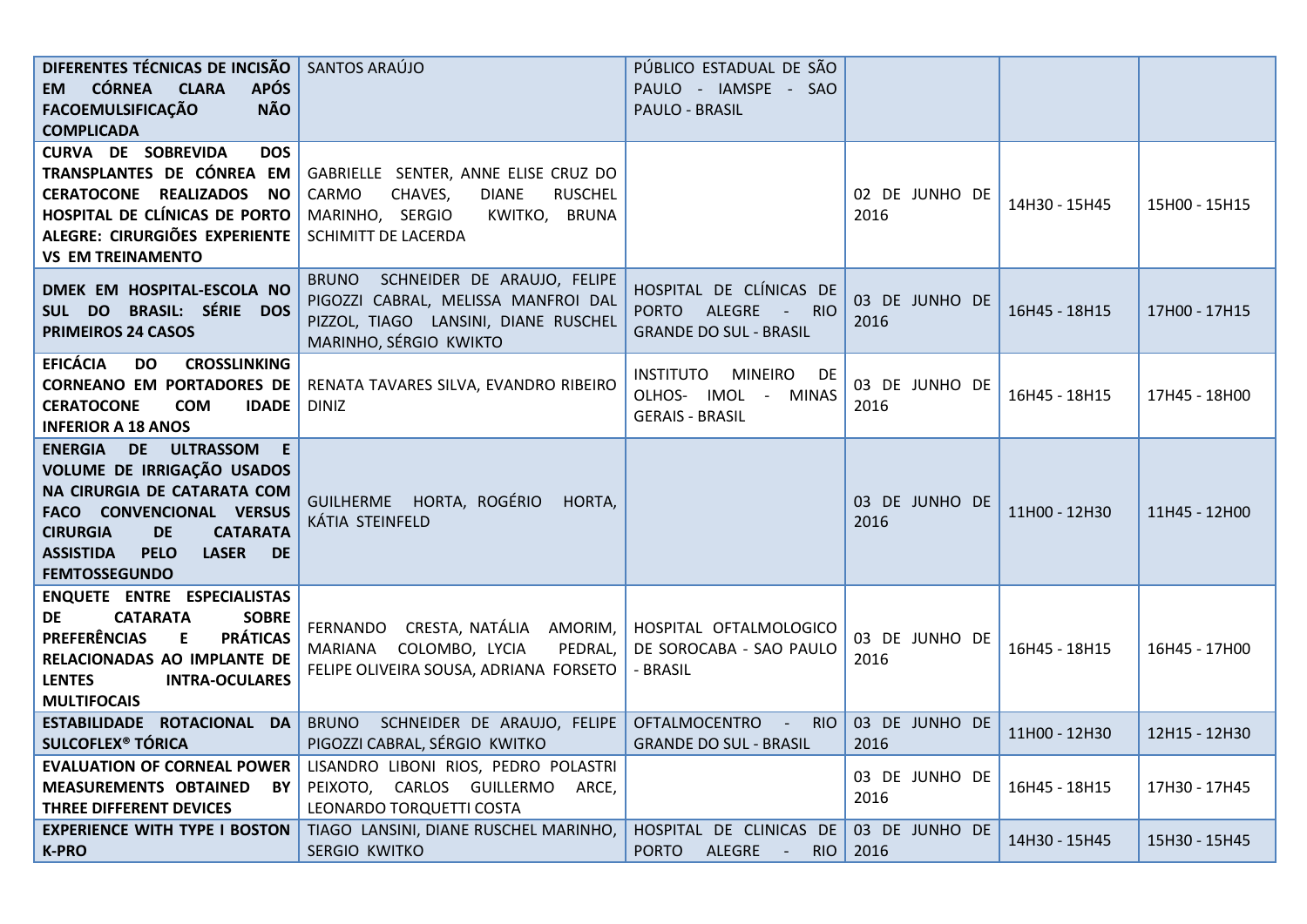| | | | | | |
|---|---|---|---|---|---|
| **DIFERENTES TÉCNICAS DE INCISÃO EM CÓRNEA CLARA APÓS FACOEMULSIFICAÇÃO NÃO COMPLICADA** | SANTOS ARAÚJO | PÚBLICO ESTADUAL DE SÃO PAULO - IAMSPE - SAO PAULO - BRASIL | | | |
| **CURVA DE SOBREVIDA DOS TRANSPLANTES DE CÓRNEA EM CERATOCONE REALIZADOS NO HOSPITAL DE CLÍNICAS DE PORTO ALEGRE: CIRURGIÕES EXPERIENTE VS EM TREINAMENTO** | GABRIELLE SENTER, ANNE ELISE CRUZ DO CARMO CHAVES, DIANE RUSCHEL MARINHO, SERGIO KWITKO, BRUNA SCHIMITT DE LACERDA | | 02 DE JUNHO DE 2016 | 14H30 - 15H45 | 15H00 - 15H15 |
| **DMEK EM HOSPITAL-ESCOLA NO SUL DO BRASIL: SÉRIE DOS PRIMEIROS 24 CASOS** | BRUNO SCHNEIDER DE ARAUJO, FELIPE PIGOZZI CABRAL, MELISSA MANFROI DAL PIZZOL, TIAGO LANSINI, DIANE RUSCHEL MARINHO, SÉRGIO KWIKTO | HOSPITAL DE CLÍNICAS DE PORTO ALEGRE - RIO GRANDE DO SUL - BRASIL | 03 DE JUNHO DE 2016 | 16H45 - 18H15 | 17H00 - 17H15 |
| **EFICÁCIA DO CROSSLINKING CORNEANO EM PORTADORES DE CERATOCONE COM IDADE INFERIOR A 18 ANOS** | RENATA TAVARES SILVA, EVANDRO RIBEIRO DINIZ | INSTITUTO MINEIRO DE OLHOS- IMOL - MINAS GERAIS - BRASIL | 03 DE JUNHO DE 2016 | 16H45 - 18H15 | 17H45 - 18H00 |
| **ENERGIA DE ULTRASSOM E VOLUME DE IRRIGAÇÃO USADOS NA CIRURGIA DE CATARATA COM FACO CONVENCIONAL VERSUS CIRURGIA DE CATARATA ASSISTIDA PELO LASER DE FEMTOSSEGUNDO** | GUILHERME HORTA, ROGÉRIO HORTA, KÁTIA STEINFELD | | 03 DE JUNHO DE 2016 | 11H00 - 12H30 | 11H45 - 12H00 |
| **ENQUETE ENTRE ESPECIALISTAS DE CATARATA SOBRE PREFERÊNCIAS E PRÁTICAS RELACIONADAS AO IMPLANTE DE LENTES INTRA-OCULARES MULTIFOCAIS** | FERNANDO CRESTA, NATÁLIA AMORIM, MARIANA COLOMBO, LYCIA PEDRAL, FELIPE OLIVEIRA SOUSA, ADRIANA FORSETO | HOSPITAL OFTALMOLOGICO DE SOROCABA - SAO PAULO - BRASIL | 03 DE JUNHO DE 2016 | 16H45 - 18H15 | 16H45 - 17H00 |
| **ESTABILIDADE ROTACIONAL DA SULCOFLEX® TÓRICA** | BRUNO SCHNEIDER DE ARAUJO, FELIPE PIGOZZI CABRAL, SÉRGIO KWITKO | OFTALMOCENTRO - RIO GRANDE DO SUL - BRASIL | 03 DE JUNHO DE 2016 | 11H00 - 12H30 | 12H15 - 12H30 |
| **EVALUATION OF CORNEAL POWER MEASUREMENTS OBTAINED BY THREE DIFFERENT DEVICES** | LISANDRO LIBONI RIOS, PEDRO POLASTRI PEIXOTO, CARLOS GUILLERMO ARCE, LEONARDO TORQUETTI COSTA | | 03 DE JUNHO DE 2016 | 16H45 - 18H15 | 17H30 - 17H45 |
| **EXPERIENCE WITH TYPE I BOSTON K-PRO** | TIAGO LANSINI, DIANE RUSCHEL MARINHO, SERGIO KWITKO | HOSPITAL DE CLINICAS DE PORTO ALEGRE - RIO | 03 DE JUNHO DE 2016 | 14H30 - 15H45 | 15H30 - 15H45 |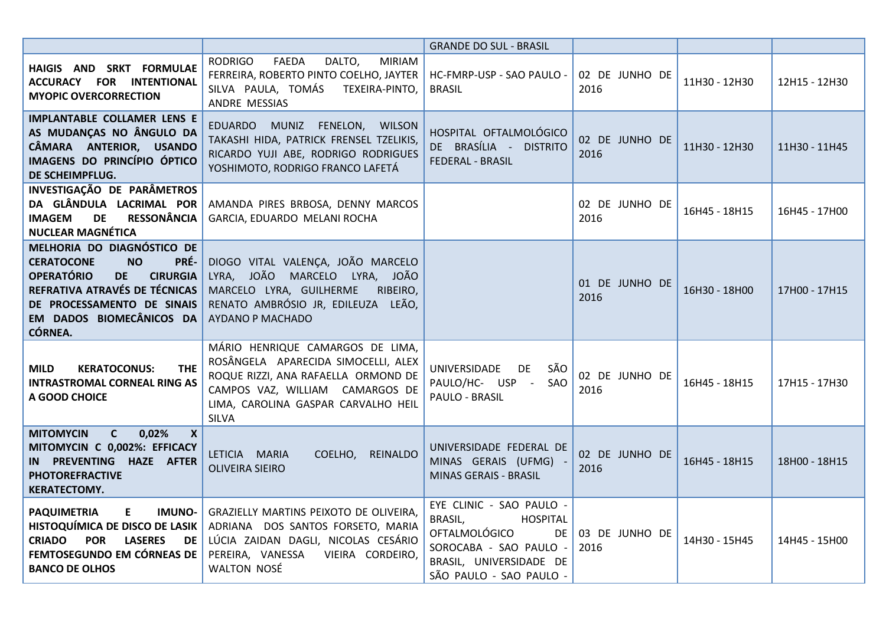| | | | | | |
|---|---|---|---|---|---|
| | | GRANDE DO SUL - BRASIL | | | |
| **HAIGIS AND SRKT FORMULAE ACCURACY FOR INTENTIONAL MYOPIC OVERCORRECTION** | RODRIGO FAEDA DALTO, MIRIAM FERREIRA, ROBERTO PINTO COELHO, JAYTER SILVA PAULA, TOMÁS TEXEIRA-PINTO, ANDRE MESSIAS | HC-FMRP-USP - SAO PAULO - BRASIL | 02 DE JUNHO DE 2016 | 11H30 - 12H30 | 12H15 - 12H30 |
| **IMPLANTABLE COLLAMER LENS E AS MUDANÇAS NO ÂNGULO DA CÂMARA ANTERIOR, USANDO IMAGENS DO PRINCÍPIO ÓPTICO DE SCHEIMPFLUG.** | EDUARDO MUNIZ FENELON, WILSON TAKASHI HIDA, PATRICK FRENSEL TZELIKIS, RICARDO YUJI ABE, RODRIGO RODRIGUES YOSHIMOTO, RODRIGO FRANCO LAFETÁ | HOSPITAL OFTALMOLÓGICO DE BRASÍLIA - DISTRITO FEDERAL - BRASIL | 02 DE JUNHO DE 2016 | 11H30 - 12H30 | 11H30 - 11H45 |
| **INVESTIGAÇÃO DE PARÂMETROS DA GLÂNDULA LACRIMAL POR IMAGEM DE RESSONÂNCIA NUCLEAR MAGNÉTICA** | AMANDA PIRES BRBOSA, DENNY MARCOS GARCIA, EDUARDO MELANI ROCHA | | 02 DE JUNHO DE 2016 | 16H45 - 18H15 | 16H45 - 17H00 |
| **MELHORIA DO DIAGNÓSTICO DE CERATOCONE NO PRÉ-OPERATÓRIO DE CIRURGIA REFRATIVA ATRAVÉS DE TÉCNICAS DE PROCESSAMENTO DE SINAIS EM DADOS BIOMECÂNICOS DA CÓRNEA.** | DIOGO VITAL VALENÇA, JOÃO MARCELO LYRA, JOÃO MARCELO LYRA, JOÃO MARCELO LYRA, GUILHERME RIBEIRO, RENATO AMBRÓSIO JR, EDILEUZA LEÃO, AYDANO P MACHADO | | 01 DE JUNHO DE 2016 | 16H30 - 18H00 | 17H00 - 17H15 |
| **MILD KERATOCONUS: THE INTRASTROMAL CORNEAL RING AS A GOOD CHOICE** | MÁRIO HENRIQUE CAMARGOS DE LIMA, ROSÂNGELA APARECIDA SIMOCELLI, ALEX ROQUE RIZZI, ANA RAFAELLA ORMOND DE CAMPOS VAZ, WILLIAM CAMARGOS DE LIMA, CAROLINA GASPAR CARVALHO HEIL SILVA | UNIVERSIDADE DE SÃO PAULO/HC- USP - SAO PAULO - BRASIL | 02 DE JUNHO DE 2016 | 16H45 - 18H15 | 17H15 - 17H30 |
| **MITOMYCIN C 0,02% X MITOMYCIN C 0,002%: EFFICACY IN PREVENTING HAZE AFTER PHOTOREFRACTIVE KERATECTOMY.** | LETICIA MARIA COELHO, REINALDO OLIVEIRA SIEIRO | UNIVERSIDADE FEDERAL DE MINAS GERAIS (UFMG) - MINAS GERAIS - BRASIL | 02 DE JUNHO DE 2016 | 16H45 - 18H15 | 18H00 - 18H15 |
| **PAQUIMETRIA E IMUNO-HISTOQUÍMICA DE DISCO DE LASIK CRIADO POR LASERES DE FEMTOSEGUNDO EM CÓRNEAS DE BANCO DE OLHOS** | GRAZIELLY MARTINS PEIXOTO DE OLIVEIRA, ADRIANA DOS SANTOS FORSETO, MARIA LÚCIA ZAIDAN DAGLI, NICOLAS CESÁRIO PEREIRA, VANESSA VIEIRA CORDEIRO, WALTON NOSÉ | EYE CLINIC - SAO PAULO - BRASIL, HOSPITAL OFTALMOLÓGICO DE SOROCABA - SAO PAULO - BRASIL, UNIVERSIDADE DE SÃO PAULO - SAO PAULO - | 03 DE JUNHO DE 2016 | 14H30 - 15H45 | 14H45 - 15H00 |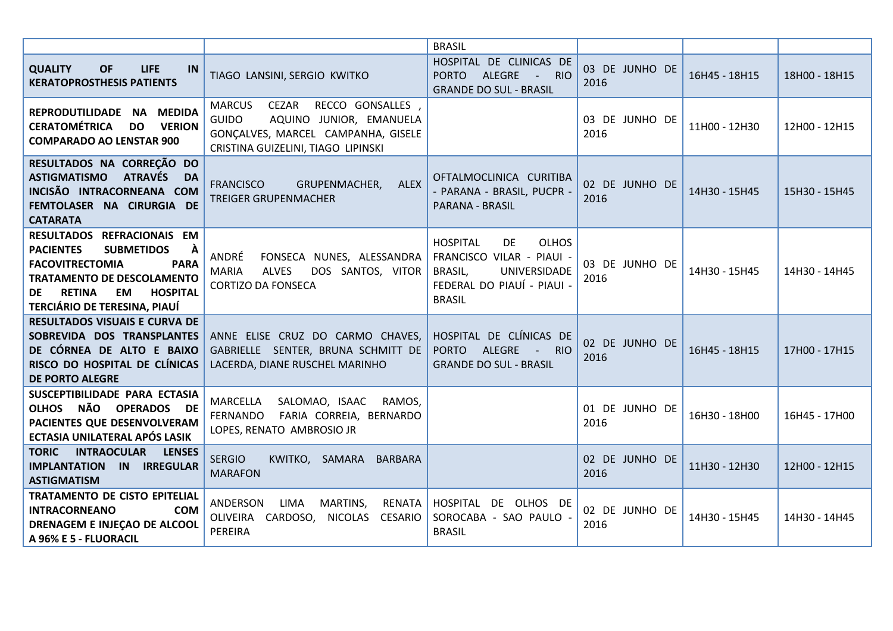| | | | | | |
|---|---|---|---|---|---|
| | | BRASIL | | | |
| **QUALITY OF LIFE IN KERATOPROSTHESIS PATIENTS** | TIAGO LANSINI, SERGIO KWITKO | HOSPITAL DE CLINICAS DE PORTO ALEGRE - RIO GRANDE DO SUL - BRASIL | 03 DE JUNHO DE 2016 | 16H45 - 18H15 | 18H00 - 18H15 |
| **REPRODUTILIDADE NA MEDIDA CERATOMÉTRICA DO VERION COMPARADO AO LENSTAR 900** | MARCUS CEZAR RECCO GONSALLES , GUIDO AQUINO JUNIOR, EMANUELA GONÇALVES, MARCEL CAMPANHA, GISELE CRISTINA GUIZELINI, TIAGO LIPINSKI | | 03 DE JUNHO DE 2016 | 11H00 - 12H30 | 12H00 - 12H15 |
| **RESULTADOS NA CORREÇÃO DO ASTIGMATISMO ATRAVÉS DA INCISÃO INTRACORNEANA COM FEMTOLASER NA CIRURGIA DE CATARATA** | FRANCISCO GRUPENMACHER, ALEX TREIGER GRUPENMACHER | OFTALMOCLINICA CURITIBA - PARANA - BRASIL, PUCPR - PARANA - BRASIL | 02 DE JUNHO DE 2016 | 14H30 - 15H45 | 15H30 - 15H45 |
| **RESULTADOS REFRACIONAIS EM PACIENTES SUBMETIDOS À FACOVITRECTOMIA PARA TRATAMENTO DE DESCOLAMENTO DE RETINA EM HOSPITAL TERCIÁRIO DE TERESINA, PIAUÍ** | ANDRÉ FONSECA NUNES, ALESSANDRA MARIA ALVES DOS SANTOS, VITOR CORTIZO DA FONSECA | HOSPITAL DE OLHOS FRANCISCO VILAR - PIAUI - BRASIL, UNIVERSIDADE FEDERAL DO PIAUÍ - PIAUI - BRASIL | 03 DE JUNHO DE 2016 | 14H30 - 15H45 | 14H30 - 14H45 |
| **RESULTADOS VISUAIS E CURVA DE SOBREVIDA DOS TRANSPLANTES DE CÓRNEA DE ALTO E BAIXO RISCO DO HOSPITAL DE CLÍNICAS DE PORTO ALEGRE** | ANNE ELISE CRUZ DO CARMO CHAVES, GABRIELLE SENTER, BRUNA SCHMITT DE LACERDA, DIANE RUSCHEL MARINHO | HOSPITAL DE CLÍNICAS DE PORTO ALEGRE - RIO GRANDE DO SUL - BRASIL | 02 DE JUNHO DE 2016 | 16H45 - 18H15 | 17H00 - 17H15 |
| **SUSCEPTIBILIDADE PARA ECTASIA OLHOS NÃO OPERADOS DE PACIENTES QUE DESENVOLVERAM ECTASIA UNILATERAL APÓS LASIK** | MARCELLA SALOMAO, ISAAC RAMOS, FERNANDO FARIA CORREIA, BERNARDO LOPES, RENATO AMBROSIO JR | | 01 DE JUNHO DE 2016 | 16H30 - 18H00 | 16H45 - 17H00 |
| **TORIC INTRAOCULAR LENSES IMPLANTATION IN IRREGULAR ASTIGMATISM** | SERGIO KWITKO, SAMARA BARBARA MARAFON | | 02 DE JUNHO DE 2016 | 11H30 - 12H30 | 12H00 - 12H15 |
| **TRATAMENTO DE CISTO EPITELIAL INTRACORNEANO COM DRENAGEM E INJEÇAO DE ALCOOL A 96% E 5 - FLUORACIL** | ANDERSON LIMA MARTINS, RENATA OLIVEIRA CARDOSO, NICOLAS CESARIO PEREIRA | HOSPITAL DE OLHOS DE SOROCABA - SAO PAULO - BRASIL | 02 DE JUNHO DE 2016 | 14H30 - 15H45 | 14H30 - 14H45 |